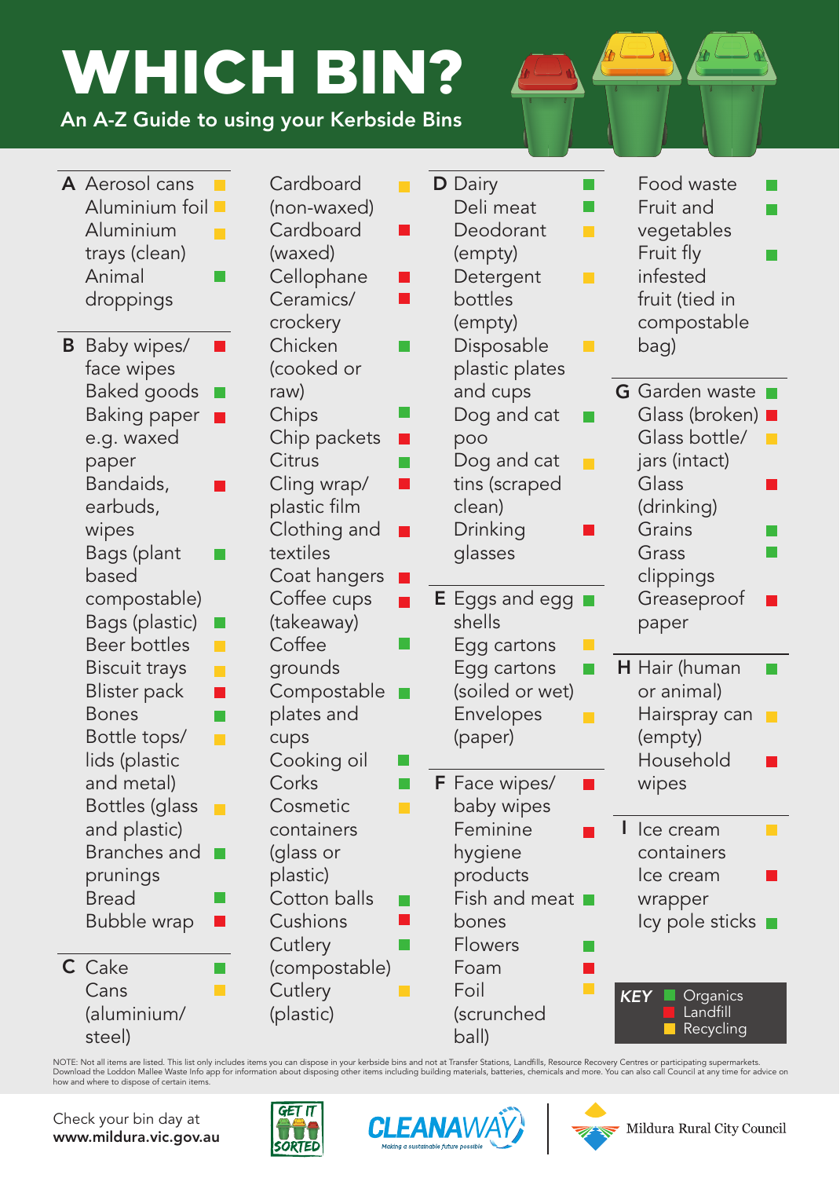# WHICH BIN?

## An A-Z Guide to using your Kerbside Bins

| Item | Bin |
|---|---|
| **A** | |
| Aerosol cans | Recycling |
| Aluminium foil | Recycling |
| Aluminium trays (clean) | Recycling |
| Animal droppings | Organics |
| **B** | |
| Baby wipes/ face wipes | Landfill |
| Baked goods | Organics |
| Baking paper e.g. waxed paper | Landfill |
| Bandaids, earbuds, wipes | Landfill |
| Bags (plant based compostable) | Organics |
| Bags (plastic) | Organics |
| Beer bottles | Recycling |
| Biscuit trays | Recycling |
| Blister pack | Landfill |
| Bones | Organics |
| Bottle tops/ lids (plastic and metal) | Recycling |
| Bottles (glass and plastic) | Recycling |
| Branches and prunings | Organics |
| Bread | Organics |
| Bubble wrap | Landfill |
| **C** | |
| Cake | Organics |
| Cans (aluminium/ steel) | Recycling |
| Cardboard (non-waxed) | Recycling |
| Cardboard (waxed) | Landfill |
| Cellophane | Landfill |
| Ceramics/ crockery | Landfill |
| Chicken (cooked or raw) | Organics |
| Chips | Organics |
| Chip packets | Landfill |
| Citrus | Organics |
| Cling wrap/ plastic film | Landfill |
| Clothing and textiles | Landfill |
| Coat hangers | Landfill |
| Coffee cups (takeaway) | Landfill |
| Coffee grounds | Organics |
| Compostable plates and cups | Organics |
| Cooking oil | Organics |
| Corks | Organics |
| Cosmetic containers (glass or plastic) | Recycling |
| Cotton balls | Organics |
| Cushions | Landfill |
| Cutlery (compostable) | Organics |
| Cutlery (plastic) | Recycling |
| **D** | |
| Dairy | Organics |
| Deli meat | Organics |
| Deodorant (empty) | Recycling |
| Detergent bottles (empty) | Recycling |
| Disposable plastic plates and cups | Recycling |
| Dog and cat poo | Organics |
| Dog and cat tins (scraped clean) | Recycling |
| Drinking glasses | Landfill |
| **E** | |
| Eggs and egg shells | Organics |
| Egg cartons | Recycling |
| Egg cartons (soiled or wet) | Organics |
| Envelopes (paper) | Recycling |
| **F** | |
| Face wipes/ baby wipes | Landfill |
| Feminine hygiene products | Landfill |
| Fish and meat bones | Organics |
| Flowers | Organics |
| Foam | Landfill |
| Foil (scrunched ball) | Recycling |
| Food waste | Organics |
| Fruit and vegetables | Organics |
| Fruit fly infested fruit (tied in compostable bag) | Organics |
| **G** | |
| Garden waste | Organics |
| Glass (broken) | Landfill |
| Glass bottle/ jars (intact) | Recycling |
| Glass (drinking) | Landfill |
| Grains | Organics |
| Grass clippings | Organics |
| Greaseproof paper | Landfill |
| **H** | |
| Hair (human or animal) | Organics |
| Hairspray can (empty) | Recycling |
| Household wipes | Landfill |
| **I** | |
| Ice cream containers | Recycling |
| Ice cream wrapper | Landfill |
| Icy pole sticks | Organics |

**KEY**
- Organics (green)
- Landfill (red)
- Recycling (yellow)

NOTE: Not all items are listed. This list only includes items you can dispose in your kerbside bins and not at Transfer Stations, Landfills, Resource Recovery Centres or participating supermarkets. Download the Loddon Mallee Waste Info app for information about disposing other items including building materials, batteries, chemicals and more. You can also call Council at any time for advice on how and where to dispose of certain items.

Check your bin day at **www.mildura.vic.gov.au**

GET IT SORTED | CLEANAWAY Making a sustainable future possible | Mildura Rural City Council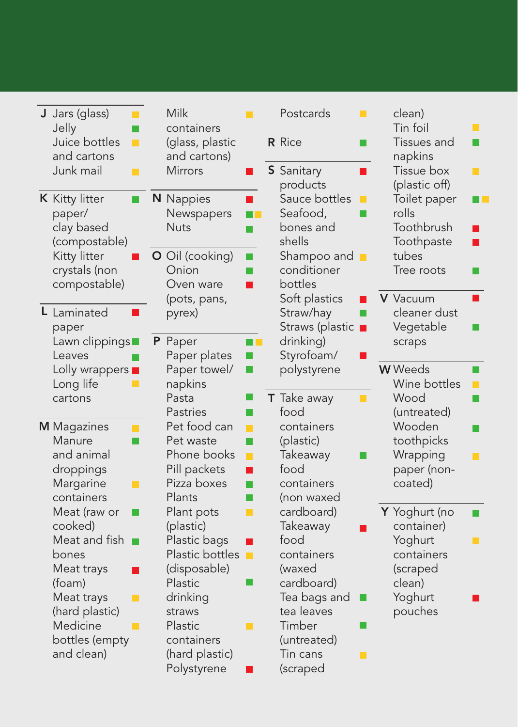## J

| Item | Bin |
|---|---|
| Jars (glass) | Yellow |
| Jelly | Green |
| Juice bottles and cartons | Yellow |
| Junk mail | Yellow |

## K

| Item | Bin |
|---|---|
| Kitty litter paper/ clay based (compostable) | Green |
| Kitty litter crystals (non compostable) | Red |

## L

| Item | Bin |
|---|---|
| Laminated paper | Red |
| Lawn clippings | Green |
| Leaves | Green |
| Lolly wrappers | Red |
| Long life cartons | Yellow |

## M

| Item | Bin |
|---|---|
| Magazines | Yellow |
| Manure and animal droppings | Green |
| Margarine containers | Yellow |
| Meat (raw or cooked) | Green |
| Meat and fish bones | Green |
| Meat trays (foam) | Red |
| Meat trays (hard plastic) | Yellow |
| Medicine bottles (empty and clean) | Yellow |
| Milk containers (glass, plastic and cartons) | Yellow |
| Mirrors | Red |

## N

| Item | Bin |
|---|---|
| Nappies | Red |
| Newspapers | Green, Yellow |
| Nuts | Green |

## O

| Item | Bin |
|---|---|
| Oil (cooking) | Green |
| Onion | Green |
| Oven ware (pots, pans, pyrex) | Red |

## P

| Item | Bin |
|---|---|
| Paper | Green, Yellow |
| Paper plates | Green |
| Paper towel/ napkins | Green |
| Pasta | Green |
| Pastries | Green |
| Pet food can | Yellow |
| Pet waste | Green |
| Phone books | Yellow |
| Pill packets | Red |
| Pizza boxes | Green |
| Plants | Green |
| Plant pots (plastic) | Yellow |
| Plastic bags | Red |
| Plastic bottles (disposable) | Yellow |
| Plastic drinking straws | Green |
| Plastic containers (hard plastic) | Yellow |
| Polystyrene | Red |
| Postcards | Yellow |

## R

| Item | Bin |
|---|---|
| Rice | Green |

## S

| Item | Bin |
|---|---|
| Sanitary products | Red |
| Sauce bottles | Yellow |
| Seafood, bones and shells | Green |
| Shampoo and conditioner bottles | Yellow |
| Soft plastics | Red |
| Straw/hay | Green |
| Straws (plastic drinking) | Red |
| Styrofoam/ polystyrene | Red |

## T

| Item | Bin |
|---|---|
| Take away food containers (plastic) | Yellow |
| Takeaway food containers (non waxed cardboard) | Green |
| Takeaway food containers (waxed cardboard) | Red |
| Tea bags and tea leaves | Green |
| Timber (untreated) | Green |
| Tin cans (scraped clean) | Yellow |
| Tin foil | Yellow |
| Tissues and napkins | Green |
| Tissue box (plastic off) | Yellow |
| Toilet paper rolls | Green, Yellow |
| Toothbrush | Red |
| Toothpaste tubes | Red |
| Tree roots | Green |

## V

| Item | Bin |
|---|---|
| Vacuum cleaner dust | Red |
| Vegetable scraps | Green |

## W

| Item | Bin |
|---|---|
| Weeds | Green |
| Wine bottles | Yellow |
| Wood (untreated) | Green |
| Wooden toothpicks | Green |
| Wrapping paper (non-coated) | Yellow |

## Y

| Item | Bin |
|---|---|
| Yoghurt (no container) | Green |
| Yoghurt containers (scraped clean) | Yellow |
| Yoghurt pouches | Red |